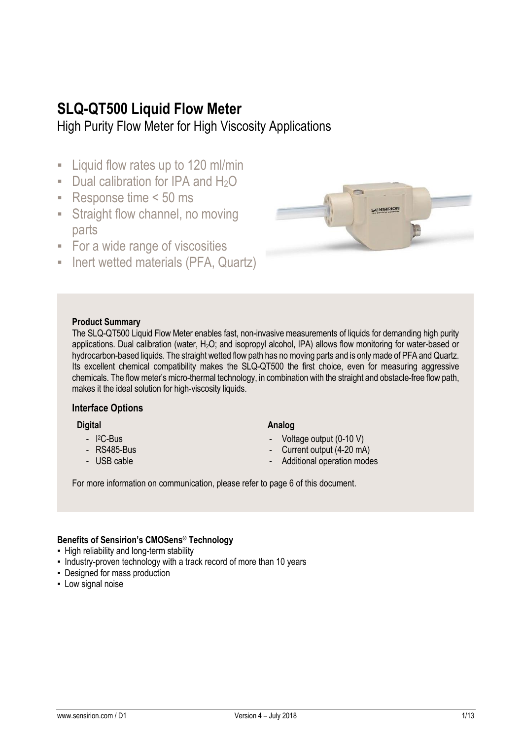# SLQ-QT500 Liquid Flow Meter

High Purity Flow Meter for High Viscosity Applications

- Liquid flow rates up to 120 ml/min
- Dual calibration for IPA and $H_2O$
- Response time < 50 ms
- Straight flow channel, no moving parts
- For a wide range of viscosities
- Inert wetted materials (PFA, Quartz)

**Product Summary**

The SLQ-QT500 Liquid Flow Meter enables fast, non-invasive measurements of liquids for demanding high purity applications. Dual calibration (water, $H_2O$; and isopropyl alcohol, IPA) allows flow monitoring for water-based or hydrocarbon-based liquids. The straight wetted flow path has no moving parts and is only made of PFA and Quartz. Its excellent chemical compatibility makes the SLQ-QT500 the first choice, even for measuring aggressive chemicals. The flow meter's micro-thermal technology, in combination with the straight and obstacle-free flow path, makes it the ideal solution for high-viscosity liquids.

## Interface Options

**Digital**

- $I^2C$-Bus
- RS485-Bus
- USB cable

**Analog**

- Voltage output (0-10 V)
- Current output (4-20 mA)
- Additional operation modes

For more information on communication, please refer to page 6 of this document.

**Benefits of Sensirion's CMOSens® Technology**

- High reliability and long-term stability
- Industry-proven technology with a track record of more than 10 years
- Designed for mass production
- Low signal noise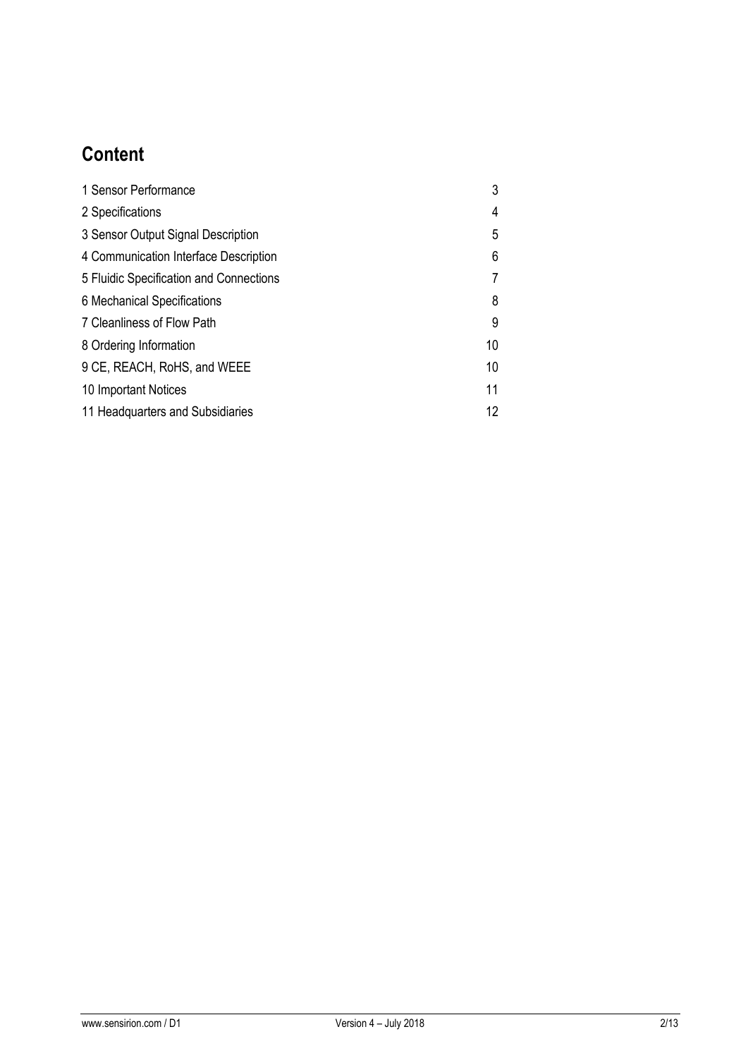# Content

| | |
|---|---|
| 1 Sensor Performance | 3 |
| 2 Specifications | 4 |
| 3 Sensor Output Signal Description | 5 |
| 4 Communication Interface Description | 6 |
| 5 Fluidic Specification and Connections | 7 |
| 6 Mechanical Specifications | 8 |
| 7 Cleanliness of Flow Path | 9 |
| 8 Ordering Information | 10 |
| 9 CE, REACH, RoHS, and WEEE | 10 |
| 10 Important Notices | 11 |
| 11 Headquarters and Subsidiaries | 12 |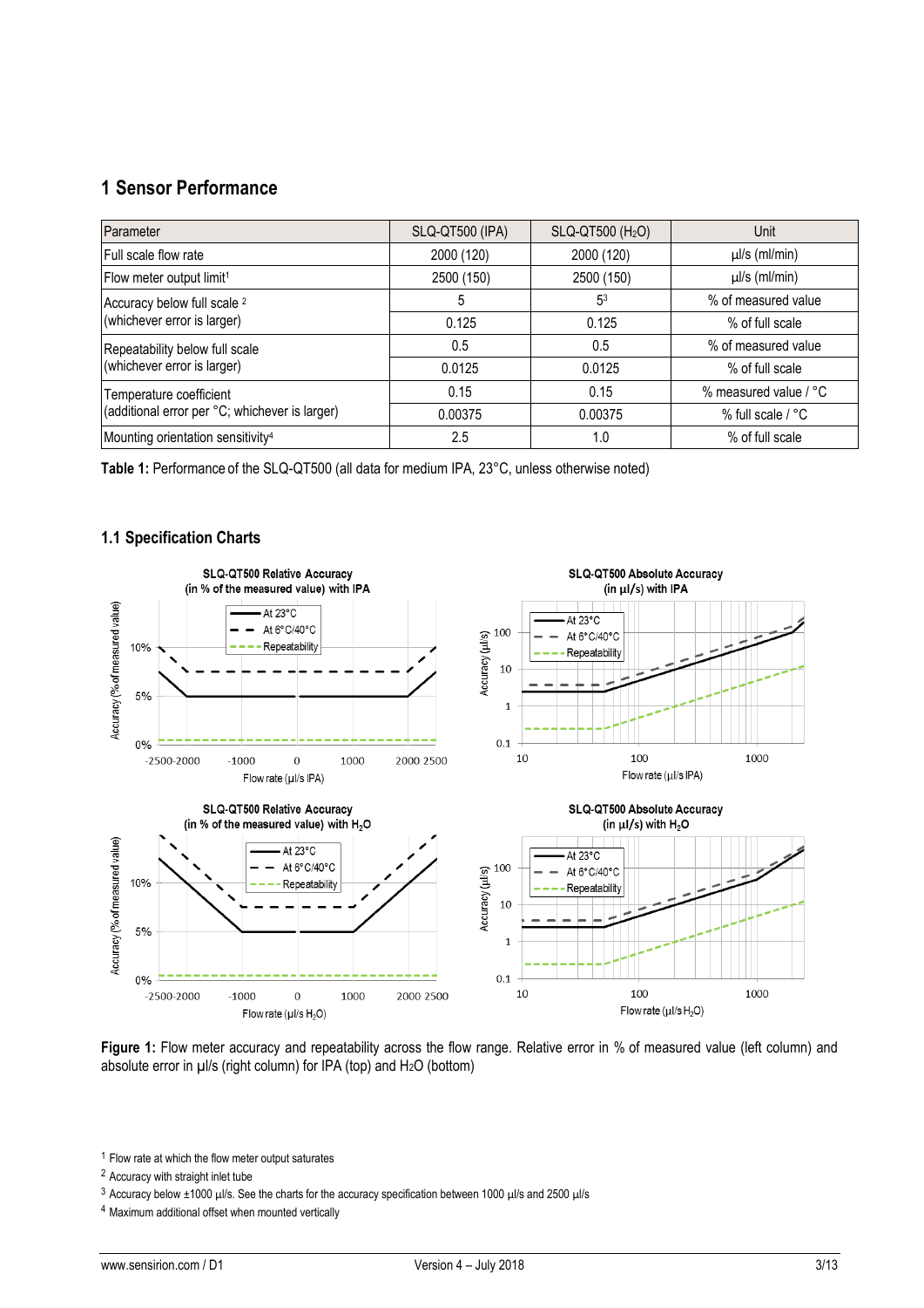# 1 Sensor Performance

| Parameter | SLQ-QT500 (IPA) | SLQ-QT500 ($H_2O$) | Unit |
|---|---|---|---|
| Full scale flow rate | 2000 (120) | 2000 (120) | µl/s (ml/min) |
| Flow meter output limit[1] | 2500 (150) | 2500 (150) | µl/s (ml/min) |
| Accuracy below full scale [2] (whichever error is larger) | 5 | 5[3] | % of measured value |
| | 0.125 | 0.125 | % of full scale |
| Repeatability below full scale (whichever error is larger) | 0.5 | 0.5 | % of measured value |
| | 0.0125 | 0.0125 | % of full scale |
| Temperature coefficient (additional error per °C; whichever is larger) | 0.15 | 0.15 | % measured value / °C |
| | 0.00375 | 0.00375 | % full scale / °C |
| Mounting orientation sensitivity[4] | 2.5 | 1.0 | % of full scale |

**Table 1:** Performance of the SLQ-QT500 (all data for medium IPA, 23°C, unless otherwise noted)

## 1.1 Specification Charts

**Figure 1:** Flow meter accuracy and repeatability across the flow range. Relative error in % of measured value (left column) and absolute error in µl/s (right column) for IPA (top) and $H_2O$ (bottom)

[1] Flow rate at which the flow meter output saturates

[2] Accuracy with straight inlet tube

[3] Accuracy below ±1000 µl/s. See the charts for the accuracy specification between 1000 µl/s and 2500 µl/s

[4] Maximum additional offset when mounted vertically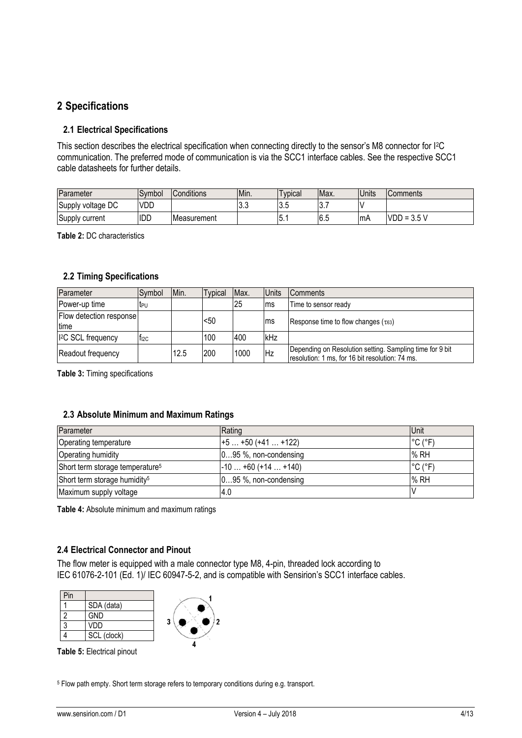# 2 Specifications

## 2.1 Electrical Specifications

This section describes the electrical specification when connecting directly to the sensor's M8 connector for I²C communication. The preferred mode of communication is via the SCC1 interface cables. See the respective SCC1 cable datasheets for further details.

| Parameter | Symbol | Conditions | Min. | Typical | Max. | Units | Comments |
|---|---|---|---|---|---|---|---|
| Supply voltage DC | VDD | | 3.3 | 3.5 | 3.7 | V | |
| Supply current | IDD | Measurement | | 5.1 | 6.5 | mA | VDD = 3.5 V |

**Table 2:** DC characteristics

## 2.2 Timing Specifications

| Parameter | Symbol | Min. | Typical | Max. | Units | Comments |
|---|---|---|---|---|---|---|
| Power-up time | $t_{PU}$ | | | 25 | ms | Time to sensor ready |
| Flow detection response time | | | <50 | | ms | Response time to flow changes ($\tau_{63}$) |
| I²C SCL frequency | $f_{I2C}$ | | 100 | 400 | kHz | |
| Readout frequency | | 12.5 | 200 | 1000 | Hz | Depending on Resolution setting. Sampling time for 9 bit resolution: 1 ms, for 16 bit resolution: 74 ms. |

**Table 3:** Timing specifications

## 2.3 Absolute Minimum and Maximum Ratings

| Parameter | Rating | Unit |
|---|---|---|
| Operating temperature | +5 … +50 (+41 … +122) | °C (°F) |
| Operating humidity | 0…95 %, non-condensing | % RH |
| Short term storage temperature[5] | -10 … +60 (+14 … +140) | °C (°F) |
| Short term storage humidity[5] | 0…95 %, non-condensing | % RH |
| Maximum supply voltage | 4.0 | V |

**Table 4:** Absolute minimum and maximum ratings

## 2.4 Electrical Connector and Pinout

The flow meter is equipped with a male connector type M8, 4-pin, threaded lock according to IEC 61076-2-101 (Ed. 1)/ IEC 60947-5-2, and is compatible with Sensirion's SCC1 interface cables.

| Pin | |
|---|---|
| 1 | SDA (data) |
| 2 | GND |
| 3 | VDD |
| 4 | SCL (clock) |

**Table 5:** Electrical pinout

[5] Flow path empty. Short term storage refers to temporary conditions during e.g. transport.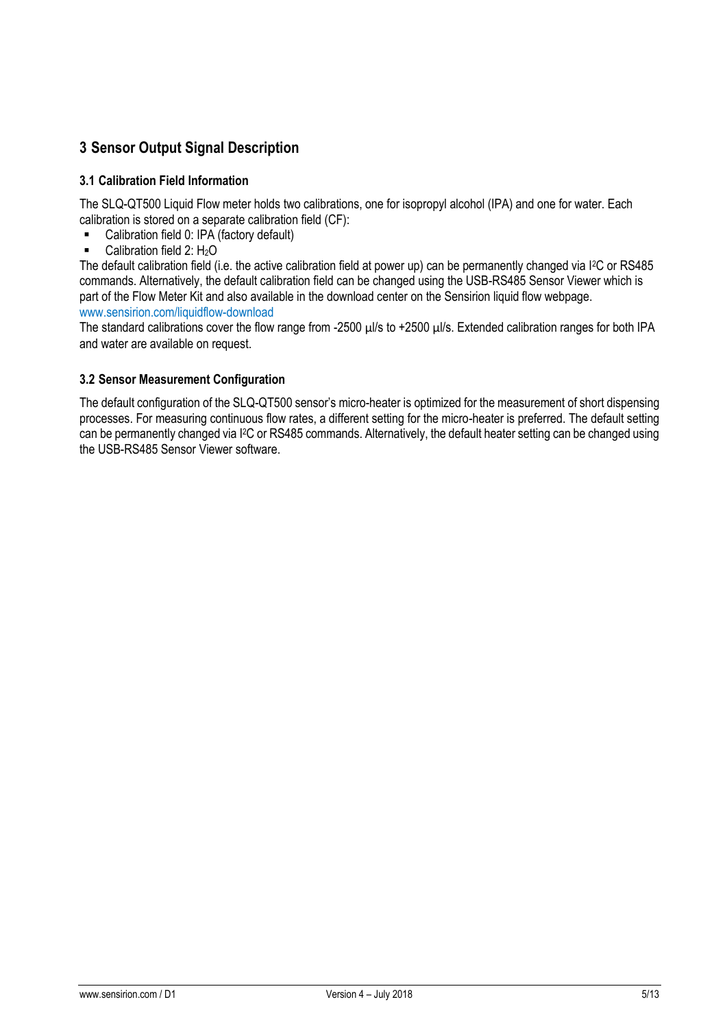# 3 Sensor Output Signal Description

## 3.1 Calibration Field Information

The SLQ-QT500 Liquid Flow meter holds two calibrations, one for isopropyl alcohol (IPA) and one for water. Each calibration is stored on a separate calibration field (CF):

- Calibration field 0: IPA (factory default)
- Calibration field 2: $H_2O$

The default calibration field (i.e. the active calibration field at power up) can be permanently changed via I²C or RS485 commands. Alternatively, the default calibration field can be changed using the USB-RS485 Sensor Viewer which is part of the Flow Meter Kit and also available in the download center on the Sensirion liquid flow webpage.
www.sensirion.com/liquidflow-download

The standard calibrations cover the flow range from -2500 µl/s to +2500 µl/s. Extended calibration ranges for both IPA and water are available on request.

## 3.2 Sensor Measurement Configuration

The default configuration of the SLQ-QT500 sensor's micro-heater is optimized for the measurement of short dispensing processes. For measuring continuous flow rates, a different setting for the micro-heater is preferred. The default setting can be permanently changed via I²C or RS485 commands. Alternatively, the default heater setting can be changed using the USB-RS485 Sensor Viewer software.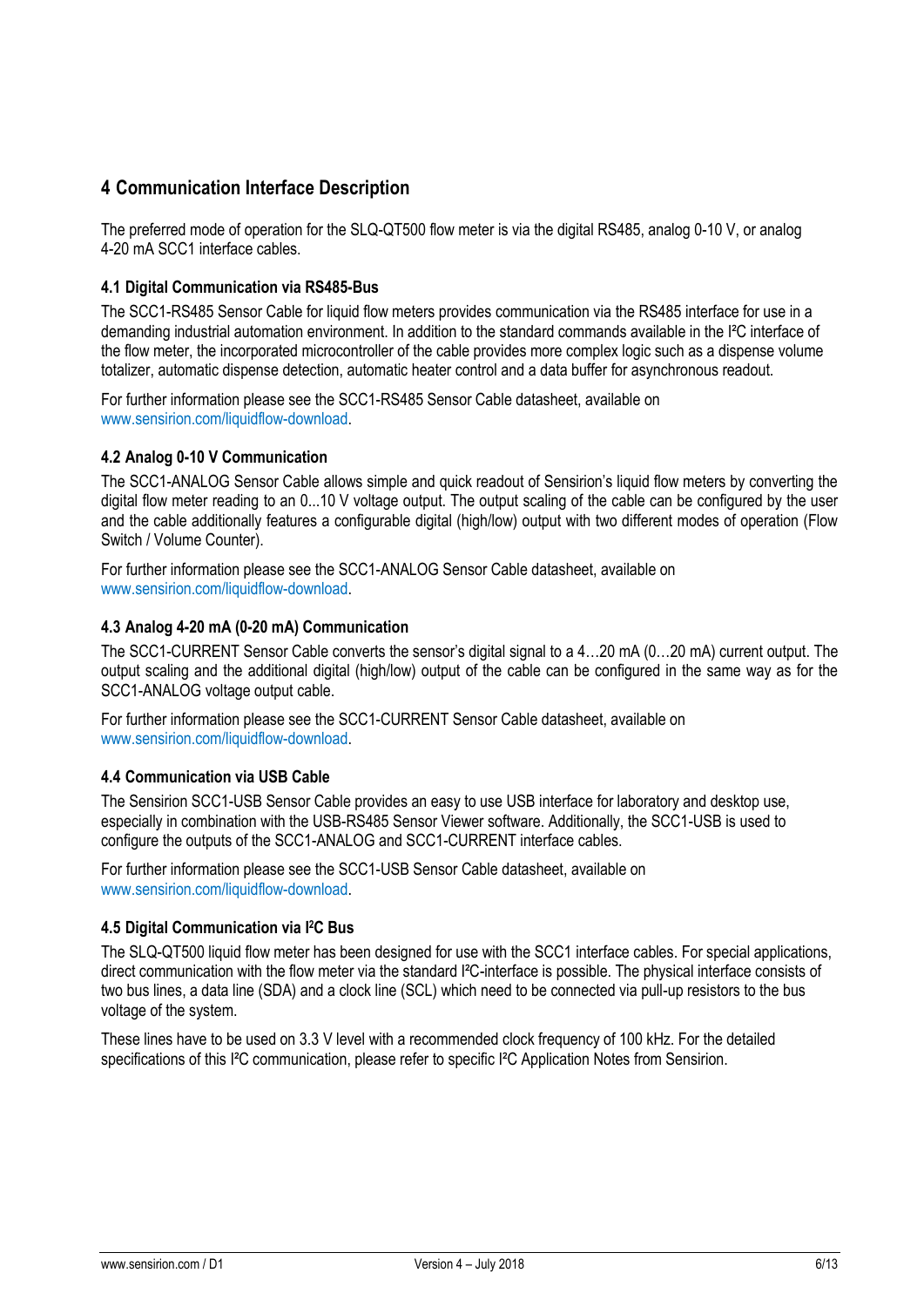## 4 Communication Interface Description

The preferred mode of operation for the SLQ-QT500 flow meter is via the digital RS485, analog 0-10 V, or analog 4-20 mA SCC1 interface cables.

### 4.1 Digital Communication via RS485-Bus

The SCC1-RS485 Sensor Cable for liquid flow meters provides communication via the RS485 interface for use in a demanding industrial automation environment. In addition to the standard commands available in the I²C interface of the flow meter, the incorporated microcontroller of the cable provides more complex logic such as a dispense volume totalizer, automatic dispense detection, automatic heater control and a data buffer for asynchronous readout.

For further information please see the SCC1-RS485 Sensor Cable datasheet, available on www.sensirion.com/liquidflow-download.

### 4.2 Analog 0-10 V Communication

The SCC1-ANALOG Sensor Cable allows simple and quick readout of Sensirion's liquid flow meters by converting the digital flow meter reading to an 0...10 V voltage output. The output scaling of the cable can be configured by the user and the cable additionally features a configurable digital (high/low) output with two different modes of operation (Flow Switch / Volume Counter).

For further information please see the SCC1-ANALOG Sensor Cable datasheet, available on www.sensirion.com/liquidflow-download.

### 4.3 Analog 4-20 mA (0-20 mA) Communication

The SCC1-CURRENT Sensor Cable converts the sensor's digital signal to a 4…20 mA (0…20 mA) current output. The output scaling and the additional digital (high/low) output of the cable can be configured in the same way as for the SCC1-ANALOG voltage output cable.

For further information please see the SCC1-CURRENT Sensor Cable datasheet, available on www.sensirion.com/liquidflow-download.

### 4.4 Communication via USB Cable

The Sensirion SCC1-USB Sensor Cable provides an easy to use USB interface for laboratory and desktop use, especially in combination with the USB-RS485 Sensor Viewer software. Additionally, the SCC1-USB is used to configure the outputs of the SCC1-ANALOG and SCC1-CURRENT interface cables.

For further information please see the SCC1-USB Sensor Cable datasheet, available on www.sensirion.com/liquidflow-download.

### 4.5 Digital Communication via I²C Bus

The SLQ-QT500 liquid flow meter has been designed for use with the SCC1 interface cables. For special applications, direct communication with the flow meter via the standard I²C-interface is possible. The physical interface consists of two bus lines, a data line (SDA) and a clock line (SCL) which need to be connected via pull-up resistors to the bus voltage of the system.

These lines have to be used on 3.3 V level with a recommended clock frequency of 100 kHz. For the detailed specifications of this I²C communication, please refer to specific I²C Application Notes from Sensirion.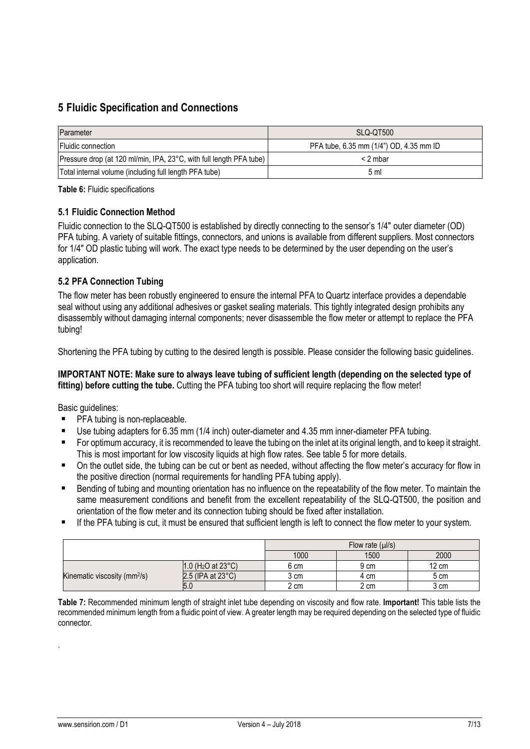## 5 Fluidic Specification and Connections

| Parameter | SLQ-QT500 |
|---|---|
| Fluidic connection | PFA tube, 6.35 mm (1/4") OD, 4.35 mm ID |
| Pressure drop (at 120 ml/min, IPA, 23°C, with full length PFA tube) | < 2 mbar |
| Total internal volume (including full length PFA tube) | 5 ml |

**Table 6:** Fluidic specifications

### 5.1 Fluidic Connection Method

Fluidic connection to the SLQ-QT500 is established by directly connecting to the sensor's 1/4" outer diameter (OD) PFA tubing. A variety of suitable fittings, connectors, and unions is available from different suppliers. Most connectors for 1/4" OD plastic tubing will work. The exact type needs to be determined by the user depending on the user's application.

### 5.2 PFA Connection Tubing

The flow meter has been robustly engineered to ensure the internal PFA to Quartz interface provides a dependable seal without using any additional adhesives or gasket sealing materials. This tightly integrated design prohibits any disassembly without damaging internal components; never disassemble the flow meter or attempt to replace the PFA tubing!

Shortening the PFA tubing by cutting to the desired length is possible. Please consider the following basic guidelines.

**IMPORTANT NOTE: Make sure to always leave tubing of sufficient length (depending on the selected type of fitting) before cutting the tube.** Cutting the PFA tubing too short will require replacing the flow meter!

Basic guidelines:

- PFA tubing is non-replaceable.
- Use tubing adapters for 6.35 mm (1/4 inch) outer-diameter and 4.35 mm inner-diameter PFA tubing.
- For optimum accuracy, it is recommended to leave the tubing on the inlet at its original length, and to keep it straight. This is most important for low viscosity liquids at high flow rates. See table 5 for more details.
- On the outlet side, the tubing can be cut or bent as needed, without affecting the flow meter's accuracy for flow in the positive direction (normal requirements for handling PFA tubing apply).
- Bending of tubing and mounting orientation has no influence on the repeatability of the flow meter. To maintain the same measurement conditions and benefit from the excellent repeatability of the SLQ-QT500, the position and orientation of the flow meter and its connection tubing should be fixed after installation.
- If the PFA tubing is cut, it must be ensured that sufficient length is left to connect the flow meter to your system.

| | | Flow rate (µl/s) | | |
|---|---|---|---|---|
| | | 1000 | 1500 | 2000 |
| Kinematic viscosity ($mm^2/s$) | 1.0 ($H_2O$ at 23°C) | 6 cm | 9 cm | 12 cm |
| | 2.5 (IPA at 23°C) | 3 cm | 4 cm | 5 cm |
| | 5.0 | 2 cm | 2 cm | 3 cm |

**Table 7:** Recommended minimum length of straight inlet tube depending on viscosity and flow rate. **Important!** This table lists the recommended minimum length from a fluidic point of view. A greater length may be required depending on the selected type of fluidic connector.

.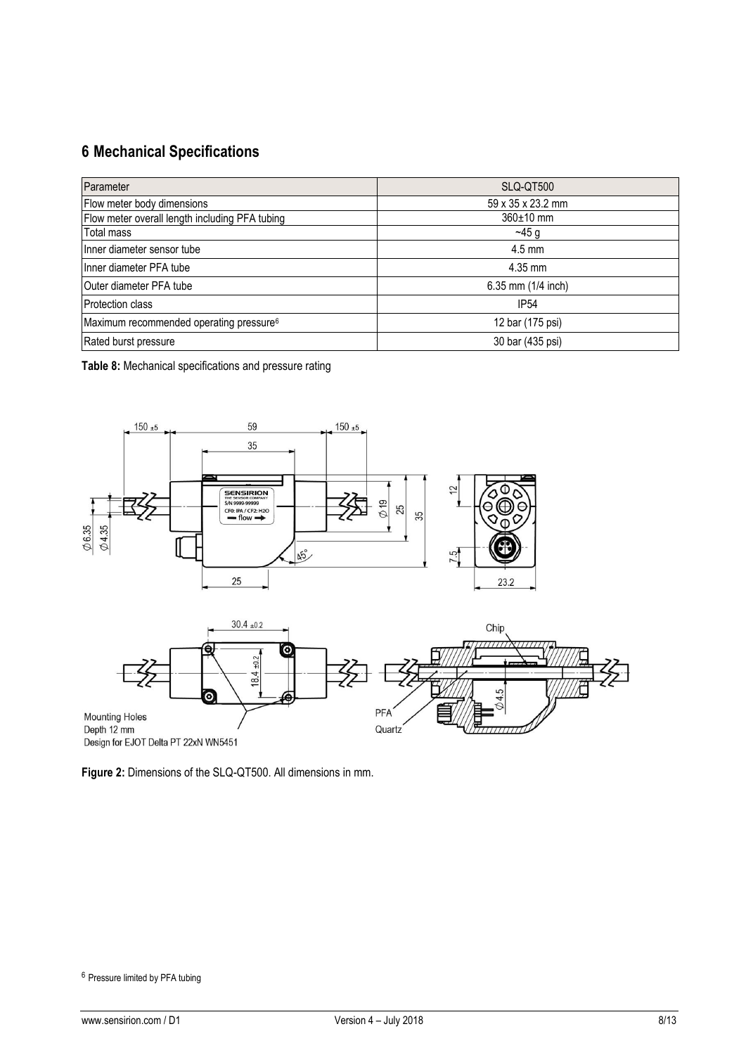# 6 Mechanical Specifications

| Parameter | SLQ-QT500 |
|---|---|
| Flow meter body dimensions | 59 x 35 x 23.2 mm |
| Flow meter overall length including PFA tubing | 360±10 mm |
| Total mass | ~45 g |
| Inner diameter sensor tube | 4.5 mm |
| Inner diameter PFA tube | 4.35 mm |
| Outer diameter PFA tube | 6.35 mm (1/4 inch) |
| Protection class | IP54 |
| Maximum recommended operating pressure[6] | 12 bar (175 psi) |
| Rated burst pressure | 30 bar (435 psi) |

**Table 8:** Mechanical specifications and pressure rating

**Figure 2:** Dimensions of the SLQ-QT500. All dimensions in mm.

[6] Pressure limited by PFA tubing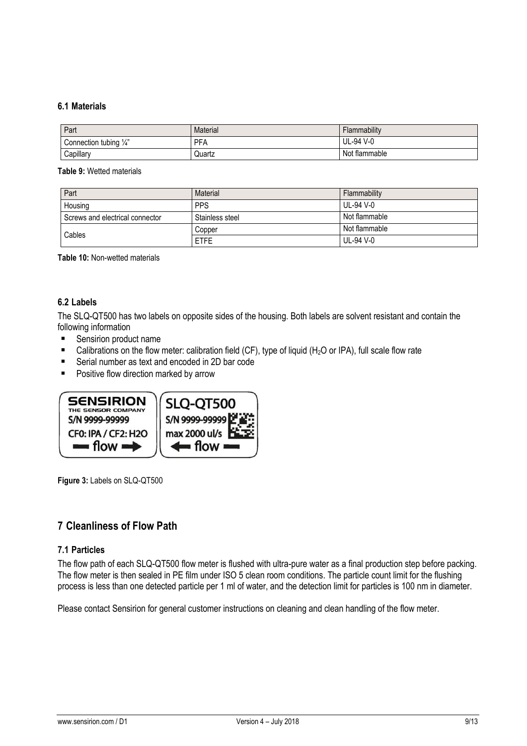### 6.1 Materials

| Part | Material | Flammability |
| --- | --- | --- |
| Connection tubing ¼" | PFA | UL-94 V-0 |
| Capillary | Quartz | Not flammable |

**Table 9:** Wetted materials

| Part | Material | Flammability |
| --- | --- | --- |
| Housing | PPS | UL-94 V-0 |
| Screws and electrical connector | Stainless steel | Not flammable |
| Cables | Copper | Not flammable |
| | ETFE | UL-94 V-0 |

**Table 10:** Non-wetted materials

### 6.2 Labels

The SLQ-QT500 has two labels on opposite sides of the housing. Both labels are solvent resistant and contain the following information

- Sensirion product name
- Calibrations on the flow meter: calibration field (CF), type of liquid ($H_2O$ or IPA), full scale flow rate
- Serial number as text and encoded in 2D bar code
- Positive flow direction marked by arrow

SENSIRION
THE SENSOR COMPANY
S/N 9999-99999
CF0: IPA / CF2: H2O
flow →

SLQ-QT500
S/N 9999-99999
max 2000 ul/s
← flow

**Figure 3:** Labels on SLQ-QT500

## 7 Cleanliness of Flow Path

### 7.1 Particles

The flow path of each SLQ-QT500 flow meter is flushed with ultra-pure water as a final production step before packing. The flow meter is then sealed in PE film under ISO 5 clean room conditions. The particle count limit for the flushing process is less than one detected particle per 1 ml of water, and the detection limit for particles is 100 nm in diameter.

Please contact Sensirion for general customer instructions on cleaning and clean handling of the flow meter.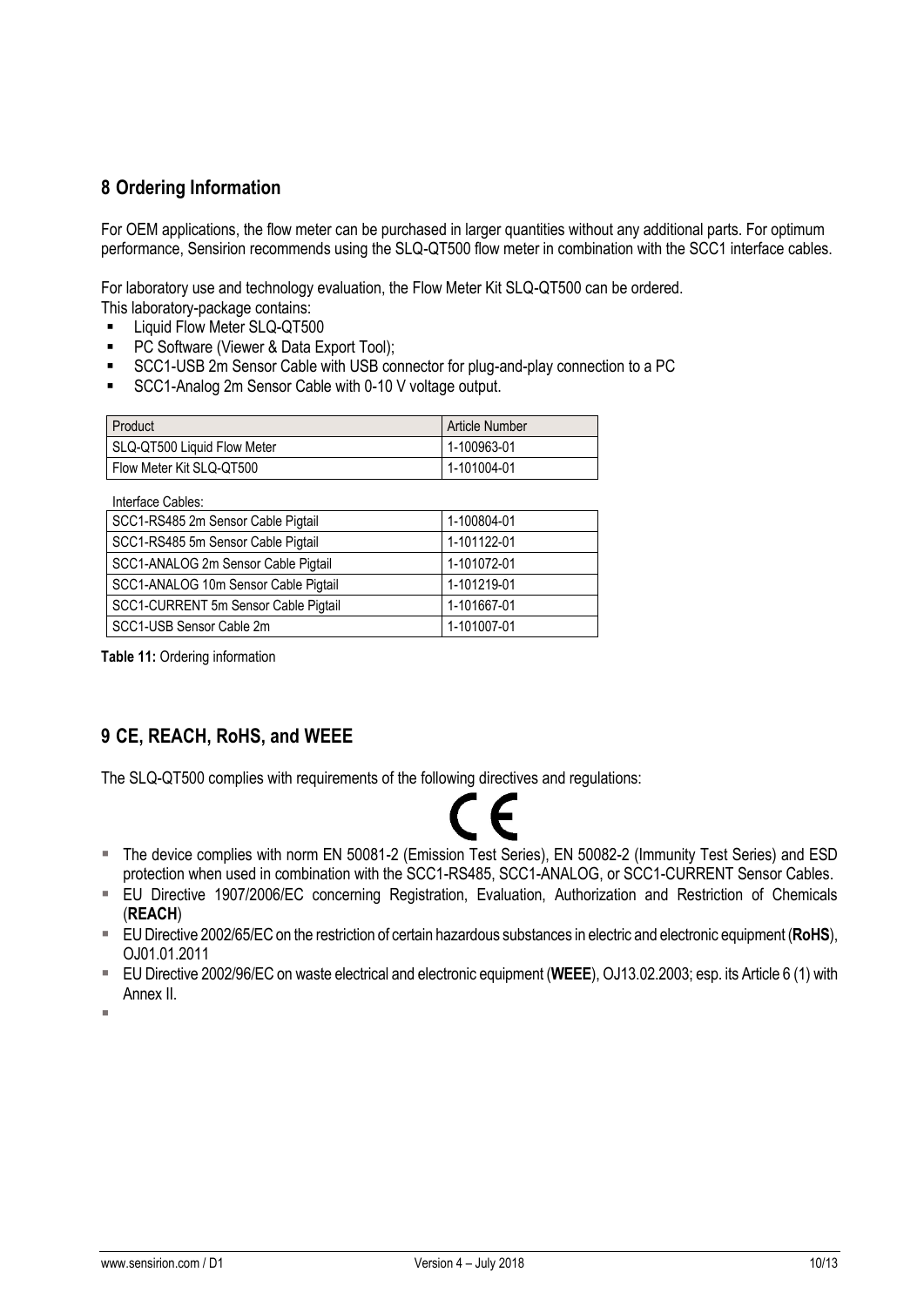## 8 Ordering Information

For OEM applications, the flow meter can be purchased in larger quantities without any additional parts. For optimum performance, Sensirion recommends using the SLQ-QT500 flow meter in combination with the SCC1 interface cables.

For laboratory use and technology evaluation, the Flow Meter Kit SLQ-QT500 can be ordered.
This laboratory-package contains:

- Liquid Flow Meter SLQ-QT500
- PC Software (Viewer & Data Export Tool);
- SCC1-USB 2m Sensor Cable with USB connector for plug-and-play connection to a PC
- SCC1-Analog 2m Sensor Cable with 0-10 V voltage output.

| Product | Article Number |
|---|---|
| SLQ-QT500 Liquid Flow Meter | 1-100963-01 |
| Flow Meter Kit SLQ-QT500 | 1-101004-01 |
| Interface Cables: | |
| SCC1-RS485 2m Sensor Cable Pigtail | 1-100804-01 |
| SCC1-RS485 5m Sensor Cable Pigtail | 1-101122-01 |
| SCC1-ANALOG 2m Sensor Cable Pigtail | 1-101072-01 |
| SCC1-ANALOG 10m Sensor Cable Pigtail | 1-101219-01 |
| SCC1-CURRENT 5m Sensor Cable Pigtail | 1-101667-01 |
| SCC1-USB Sensor Cable 2m | 1-101007-01 |

**Table 11:** Ordering information

## 9 CE, REACH, RoHS, and WEEE

The SLQ-QT500 complies with requirements of the following directives and regulations:

CE

- The device complies with norm EN 50081-2 (Emission Test Series), EN 50082-2 (Immunity Test Series) and ESD protection when used in combination with the SCC1-RS485, SCC1-ANALOG, or SCC1-CURRENT Sensor Cables.
- EU Directive 1907/2006/EC concerning Registration, Evaluation, Authorization and Restriction of Chemicals (**REACH**)
- EU Directive 2002/65/EC on the restriction of certain hazardous substances in electric and electronic equipment (**RoHS**), OJ01.01.2011
- EU Directive 2002/96/EC on waste electrical and electronic equipment (**WEEE**), OJ13.02.2003; esp. its Article 6 (1) with Annex II.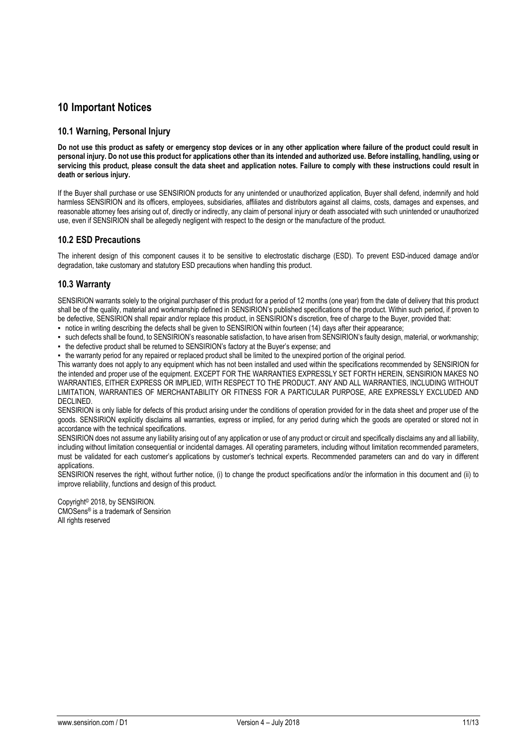# 10 Important Notices

## 10.1 Warning, Personal Injury

**Do not use this product as safety or emergency stop devices or in any other application where failure of the product could result in personal injury. Do not use this product for applications other than its intended and authorized use. Before installing, handling, using or servicing this product, please consult the data sheet and application notes. Failure to comply with these instructions could result in death or serious injury.**

If the Buyer shall purchase or use SENSIRION products for any unintended or unauthorized application, Buyer shall defend, indemnify and hold harmless SENSIRION and its officers, employees, subsidiaries, affiliates and distributors against all claims, costs, damages and expenses, and reasonable attorney fees arising out of, directly or indirectly, any claim of personal injury or death associated with such unintended or unauthorized use, even if SENSIRION shall be allegedly negligent with respect to the design or the manufacture of the product.

## 10.2 ESD Precautions

The inherent design of this component causes it to be sensitive to electrostatic discharge (ESD). To prevent ESD-induced damage and/or degradation, take customary and statutory ESD precautions when handling this product.

## 10.3 Warranty

SENSIRION warrants solely to the original purchaser of this product for a period of 12 months (one year) from the date of delivery that this product shall be of the quality, material and workmanship defined in SENSIRION's published specifications of the product. Within such period, if proven to be defective, SENSIRION shall repair and/or replace this product, in SENSIRION's discretion, free of charge to the Buyer, provided that:

- notice in writing describing the defects shall be given to SENSIRION within fourteen (14) days after their appearance;
- such defects shall be found, to SENSIRION's reasonable satisfaction, to have arisen from SENSIRION's faulty design, material, or workmanship;
- the defective product shall be returned to SENSIRION's factory at the Buyer's expense; and
- the warranty period for any repaired or replaced product shall be limited to the unexpired portion of the original period.

This warranty does not apply to any equipment which has not been installed and used within the specifications recommended by SENSIRION for the intended and proper use of the equipment. EXCEPT FOR THE WARRANTIES EXPRESSLY SET FORTH HEREIN, SENSIRION MAKES NO WARRANTIES, EITHER EXPRESS OR IMPLIED, WITH RESPECT TO THE PRODUCT. ANY AND ALL WARRANTIES, INCLUDING WITHOUT LIMITATION, WARRANTIES OF MERCHANTABILITY OR FITNESS FOR A PARTICULAR PURPOSE, ARE EXPRESSLY EXCLUDED AND DECLINED.

SENSIRION is only liable for defects of this product arising under the conditions of operation provided for in the data sheet and proper use of the goods. SENSIRION explicitly disclaims all warranties, express or implied, for any period during which the goods are operated or stored not in accordance with the technical specifications.

SENSIRION does not assume any liability arising out of any application or use of any product or circuit and specifically disclaims any and all liability, including without limitation consequential or incidental damages. All operating parameters, including without limitation recommended parameters, must be validated for each customer's applications by customer's technical experts. Recommended parameters can and do vary in different applications.

SENSIRION reserves the right, without further notice, (i) to change the product specifications and/or the information in this document and (ii) to improve reliability, functions and design of this product.

Copyright© 2018, by SENSIRION.
CMOSens® is a trademark of Sensirion
All rights reserved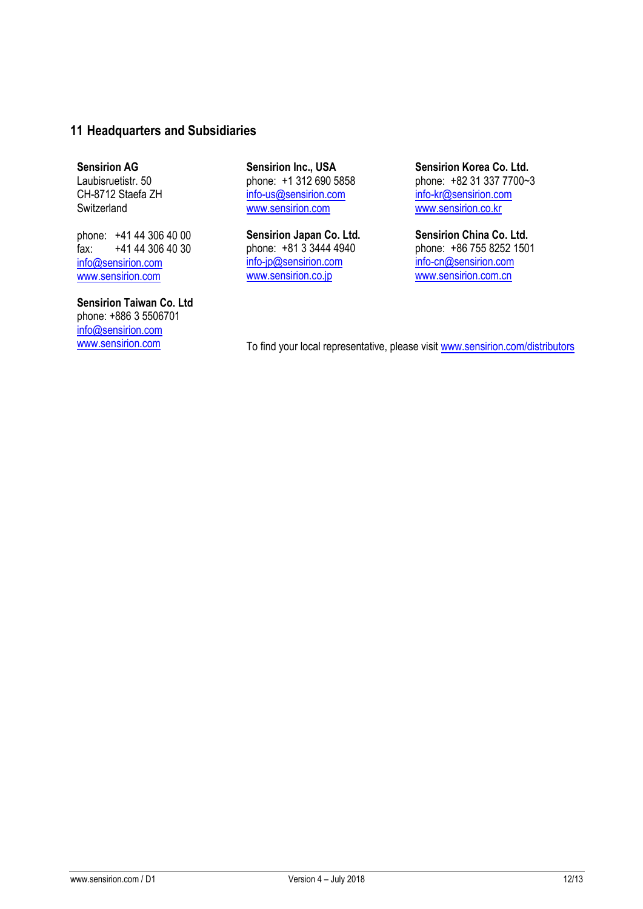## 11 Headquarters and Subsidiaries

**Sensirion AG**
Laubisruetistr. 50
CH-8712 Staefa ZH
Switzerland

phone: +41 44 306 40 00
fax: +41 44 306 40 30
info@sensirion.com
www.sensirion.com

**Sensirion Taiwan Co. Ltd**
phone: +886 3 5506701
info@sensirion.com
www.sensirion.com

**Sensirion Inc., USA**
phone: +1 312 690 5858
info-us@sensirion.com
www.sensirion.com

**Sensirion Japan Co. Ltd.**
phone: +81 3 3444 4940
info-jp@sensirion.com
www.sensirion.co.jp

**Sensirion Korea Co. Ltd.**
phone: +82 31 337 7700~3
info-kr@sensirion.com
www.sensirion.co.kr

**Sensirion China Co. Ltd.**
phone: +86 755 8252 1501
info-cn@sensirion.com
www.sensirion.com.cn

To find your local representative, please visit www.sensirion.com/distributors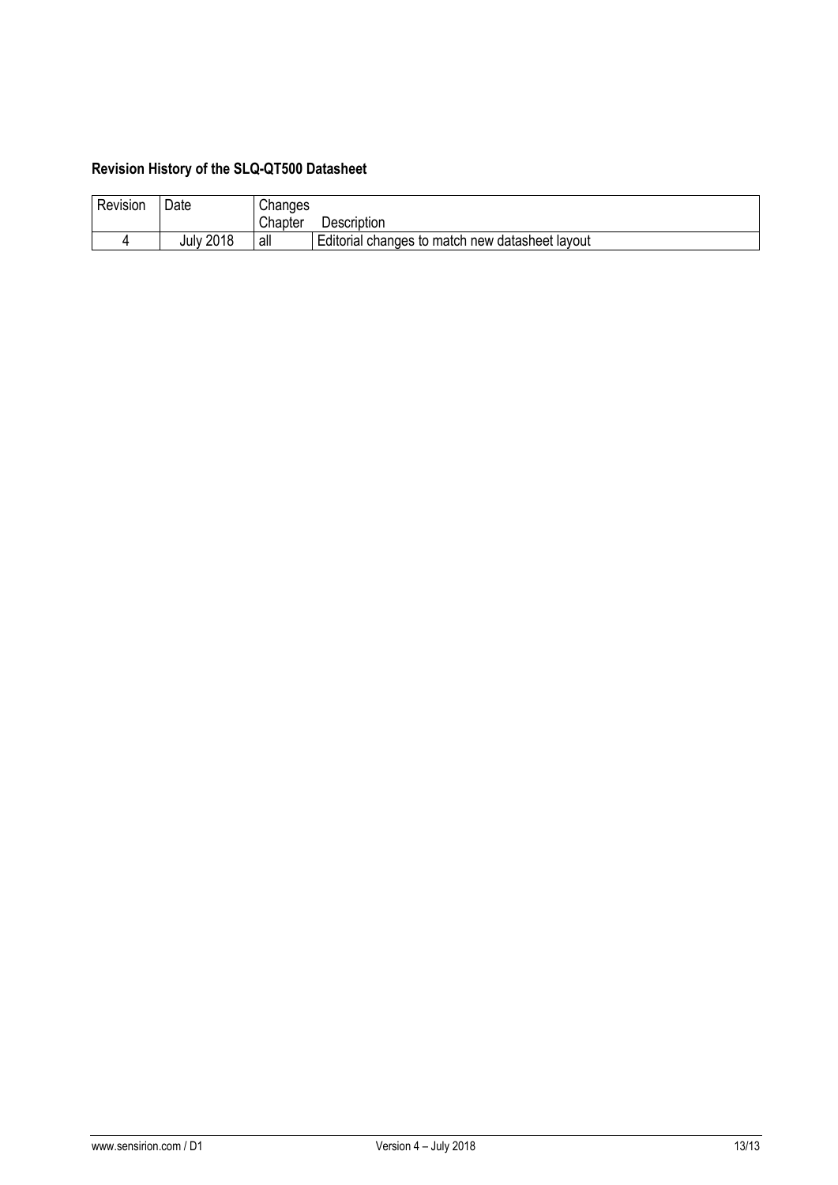**Revision History of the SLQ-QT500 Datasheet**

| Revision | Date | Changes Chapter | Description |
|---|---|---|---|
| 4 | July 2018 | all | Editorial changes to match new datasheet layout |